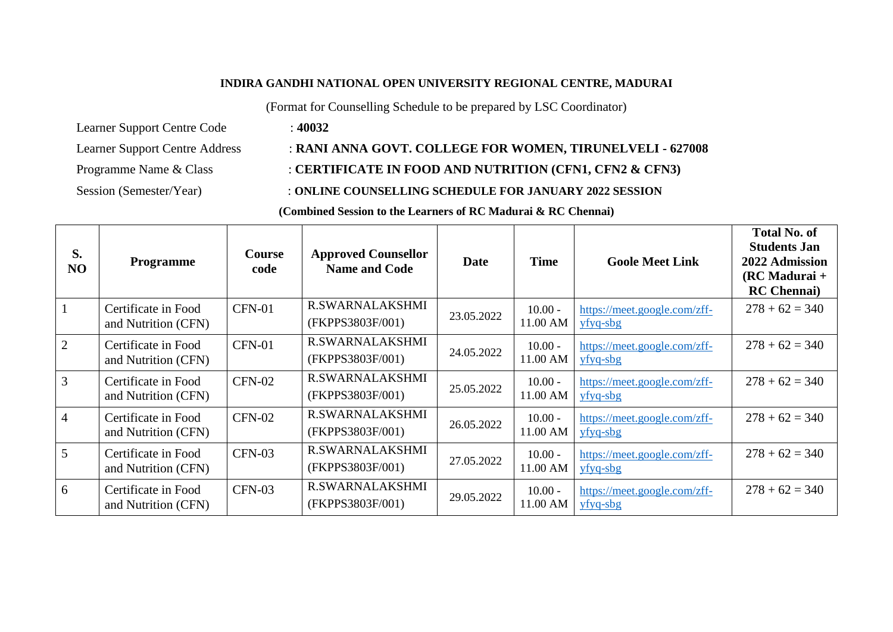**INDIRA GANDHI NATIONAL OPEN UNIVERSITY REGIONAL CENTRE, MADURAI**

(Format for Counselling Schedule to be prepared by LSC Coordinator)

Learner Support Centre Code : **40032**

Learner Support Centre Address : **RANI ANNA GOVT. COLLEGE FOR WOMEN, TIRUNELVELI - 627008**

Programme Name & Class : **CERTIFICATE IN FOOD AND NUTRITION (CFN1, CFN2 & CFN3)**

Session (Semester/Year) : **ONLINE COUNSELLING SCHEDULE FOR JANUARY 2022 SESSION**

**(Combined Session to the Learners of RC Madurai & RC Chennai)**

| S. NO | Programme | Course code | Approved Counsellor Name and Code | Date | Time | Goole Meet Link | Total No. of Students Jan 2022 Admission (RC Madurai + RC Chennai) |
|---|---|---|---|---|---|---|---|
| 1 | Certificate in Food and Nutrition (CFN) | CFN-01 | R.SWARNALAKSHMI (FKPPS3803F/001) | 23.05.2022 | 10.00 - 11.00 AM | https://meet.google.com/zff-yfyq-sbg | 278 + 62 = 340 |
| 2 | Certificate in Food and Nutrition (CFN) | CFN-01 | R.SWARNALAKSHMI (FKPPS3803F/001) | 24.05.2022 | 10.00 - 11.00 AM | https://meet.google.com/zff-yfyq-sbg | 278 + 62 = 340 |
| 3 | Certificate in Food and Nutrition (CFN) | CFN-02 | R.SWARNALAKSHMI (FKPPS3803F/001) | 25.05.2022 | 10.00 - 11.00 AM | https://meet.google.com/zff-yfyq-sbg | 278 + 62 = 340 |
| 4 | Certificate in Food and Nutrition (CFN) | CFN-02 | R.SWARNALAKSHMI (FKPPS3803F/001) | 26.05.2022 | 10.00 - 11.00 AM | https://meet.google.com/zff-yfyq-sbg | 278 + 62 = 340 |
| 5 | Certificate in Food and Nutrition (CFN) | CFN-03 | R.SWARNALAKSHMI (FKPPS3803F/001) | 27.05.2022 | 10.00 - 11.00 AM | https://meet.google.com/zff-yfyq-sbg | 278 + 62 = 340 |
| 6 | Certificate in Food and Nutrition (CFN) | CFN-03 | R.SWARNALAKSHMI (FKPPS3803F/001) | 29.05.2022 | 10.00 - 11.00 AM | https://meet.google.com/zff-yfyq-sbg | 278 + 62 = 340 |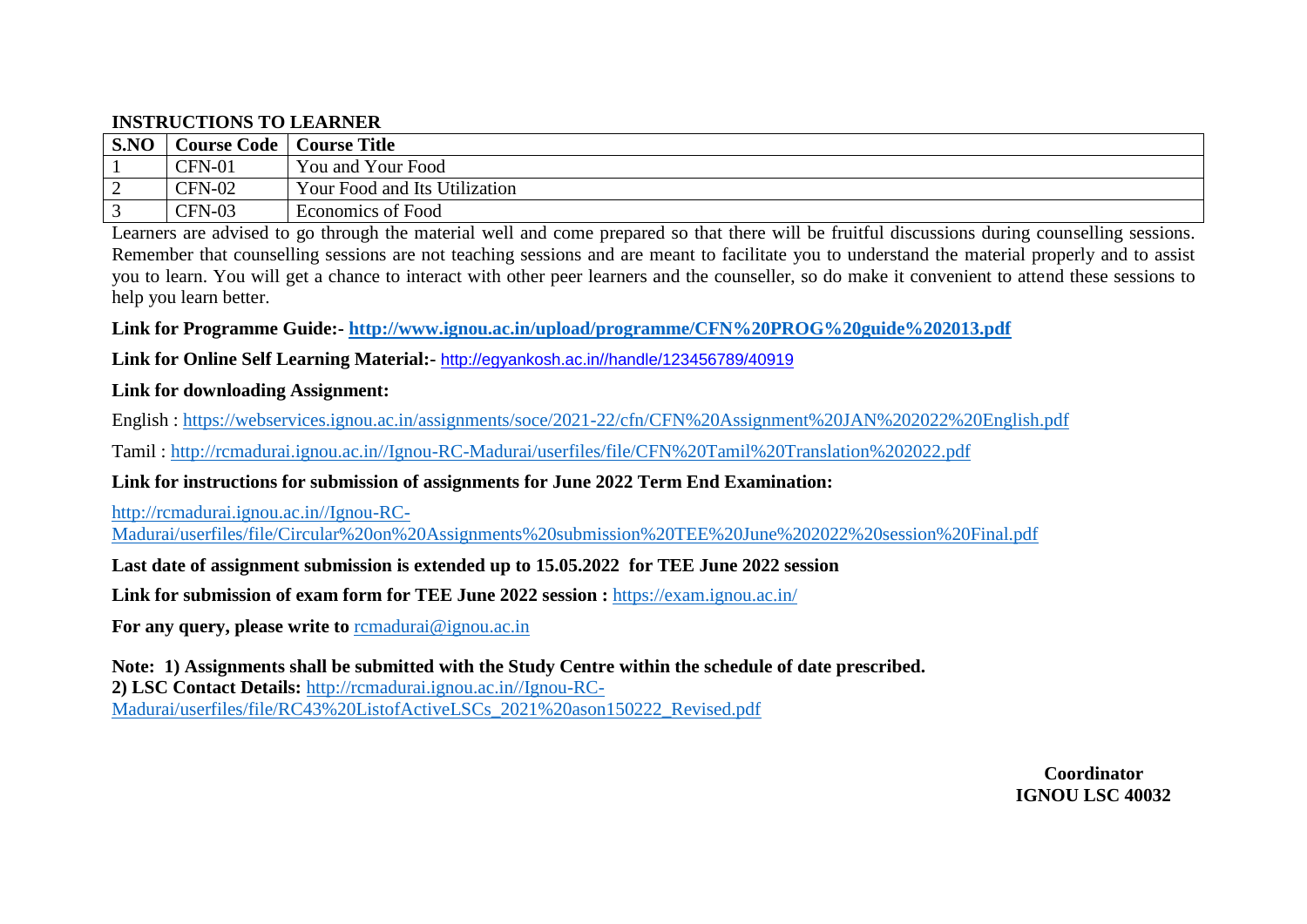**INSTRUCTIONS TO LEARNER**

| S.NO | Course Code | Course Title |
|---|---|---|
| 1 | CFN-01 | You and Your Food |
| 2 | CFN-02 | Your Food and Its Utilization |
| 3 | CFN-03 | Economics of Food |

Learners are advised to go through the material well and come prepared so that there will be fruitful discussions during counselling sessions. Remember that counselling sessions are not teaching sessions and are meant to facilitate you to understand the material properly and to assist you to learn. You will get a chance to interact with other peer learners and the counseller, so do make it convenient to attend these sessions to help you learn better.

**Link for Programme Guide:- http://www.ignou.ac.in/upload/programme/CFN%20PROG%20guide%202013.pdf**

**Link for Online Self Learning Material:-** http://egyankosh.ac.in//handle/123456789/40919

**Link for downloading Assignment:**

English : https://webservices.ignou.ac.in/assignments/soce/2021-22/cfn/CFN%20Assignment%20JAN%202022%20English.pdf

Tamil : http://rcmadurai.ignou.ac.in//Ignou-RC-Madurai/userfiles/file/CFN%20Tamil%20Translation%202022.pdf

**Link for instructions for submission of assignments for June 2022 Term End Examination:**

http://rcmadurai.ignou.ac.in//Ignou-RC-Madurai/userfiles/file/Circular%20on%20Assignments%20submission%20TEE%20June%202022%20session%20Final.pdf

**Last date of assignment submission is extended up to 15.05.2022 for TEE June 2022 session**

**Link for submission of exam form for TEE June 2022 session :** https://exam.ignou.ac.in/

**For any query, please write to** rcmadurai@ignou.ac.in

**Note: 1) Assignments shall be submitted with the Study Centre within the schedule of date prescribed.**
**2) LSC Contact Details:** http://rcmadurai.ignou.ac.in//Ignou-RC-Madurai/userfiles/file/RC43%20ListofActiveLSCs_2021%20ason150222_Revised.pdf

**Coordinator**
**IGNOU LSC 40032**